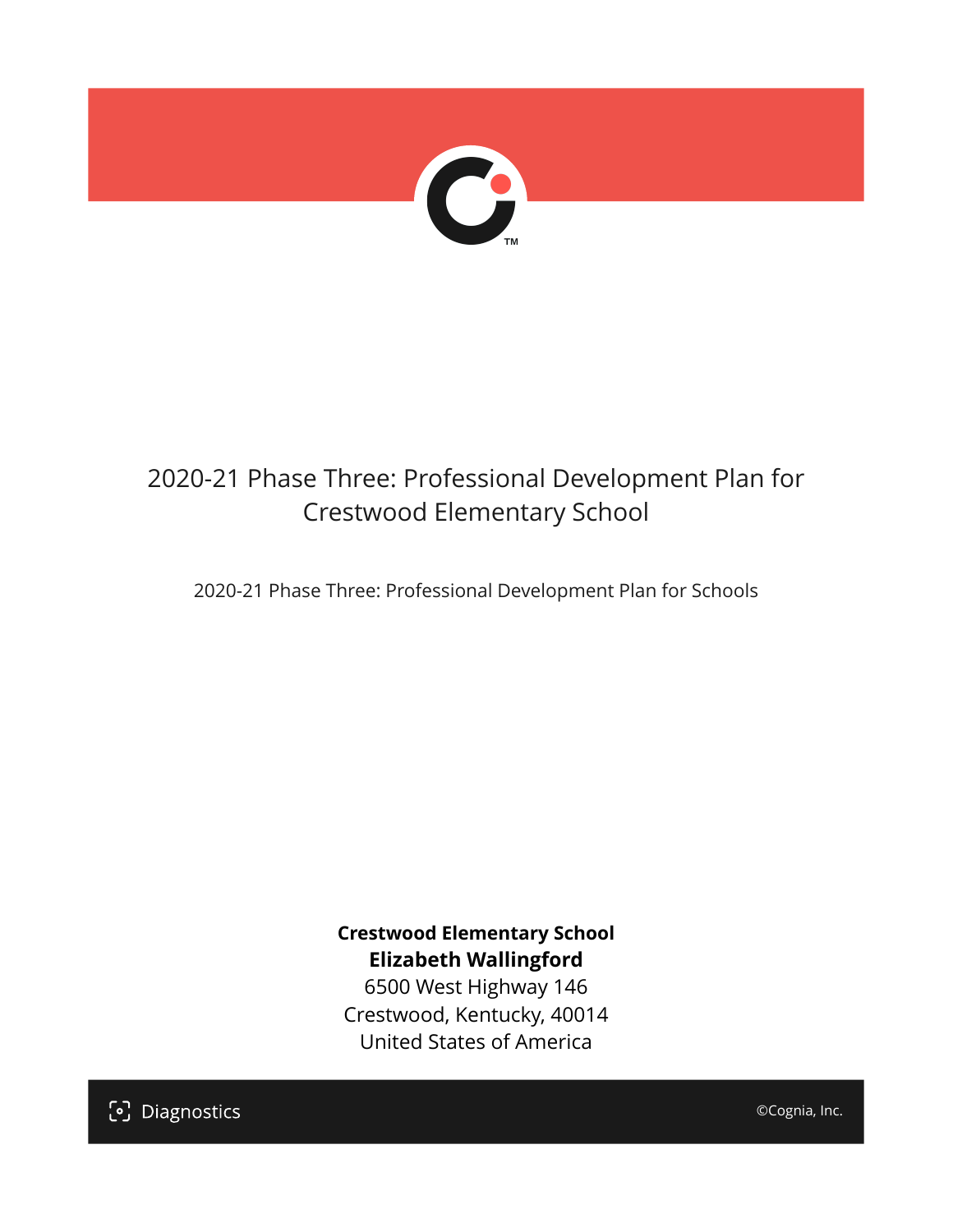# 2020-21 Phase Three: Professional Development Plan for Crestwood Elementary School

2020-21 Phase Three: Professional Development Plan for Schools

**Crestwood Elementary School**
**Elizabeth Wallingford**
6500 West Highway 146
Crestwood, Kentucky, 40014
United States of America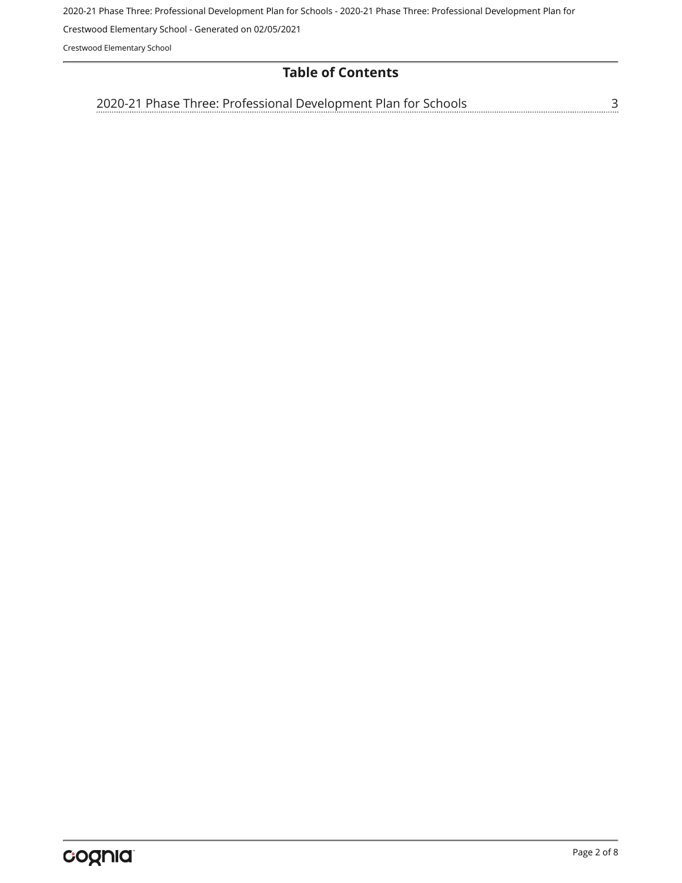## Table of Contents

2020-21 Phase Three: Professional Development Plan for Schools ........ 3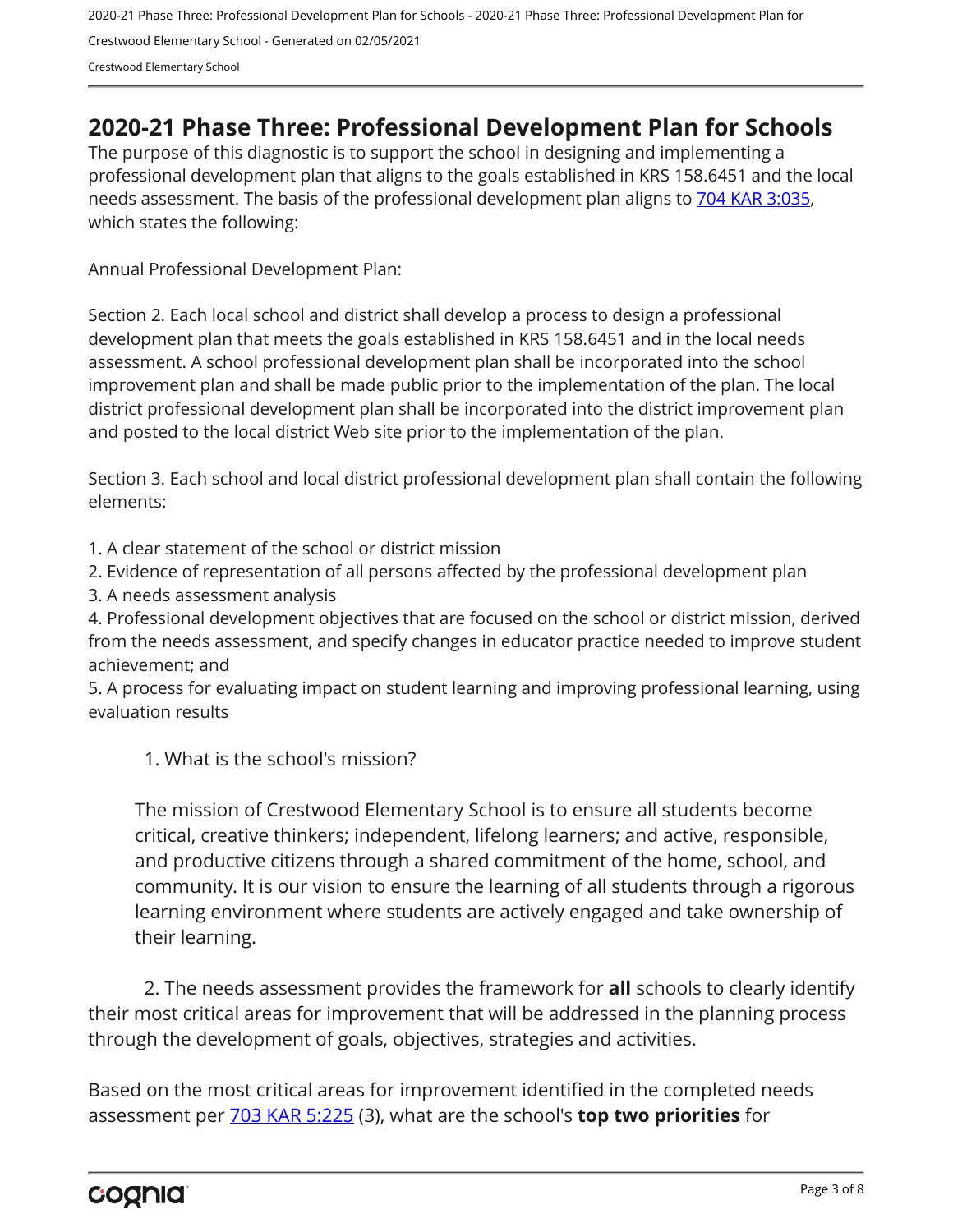## 2020-21 Phase Three: Professional Development Plan for Schools

The purpose of this diagnostic is to support the school in designing and implementing a professional development plan that aligns to the goals established in KRS 158.6451 and the local needs assessment. The basis of the professional development plan aligns to 704 KAR 3:035, which states the following:

Annual Professional Development Plan:

Section 2. Each local school and district shall develop a process to design a professional development plan that meets the goals established in KRS 158.6451 and in the local needs assessment. A school professional development plan shall be incorporated into the school improvement plan and shall be made public prior to the implementation of the plan. The local district professional development plan shall be incorporated into the district improvement plan and posted to the local district Web site prior to the implementation of the plan.

Section 3. Each school and local district professional development plan shall contain the following elements:

1. A clear statement of the school or district mission
2. Evidence of representation of all persons affected by the professional development plan
3. A needs assessment analysis
4. Professional development objectives that are focused on the school or district mission, derived from the needs assessment, and specify changes in educator practice needed to improve student achievement; and
5. A process for evaluating impact on student learning and improving professional learning, using evaluation results

1. What is the school's mission?

The mission of Crestwood Elementary School is to ensure all students become critical, creative thinkers; independent, lifelong learners; and active, responsible, and productive citizens through a shared commitment of the home, school, and community. It is our vision to ensure the learning of all students through a rigorous learning environment where students are actively engaged and take ownership of their learning.

2. The needs assessment provides the framework for **all** schools to clearly identify their most critical areas for improvement that will be addressed in the planning process through the development of goals, objectives, strategies and activities.

Based on the most critical areas for improvement identified in the completed needs assessment per 703 KAR 5:225 (3), what are the school's **top two priorities** for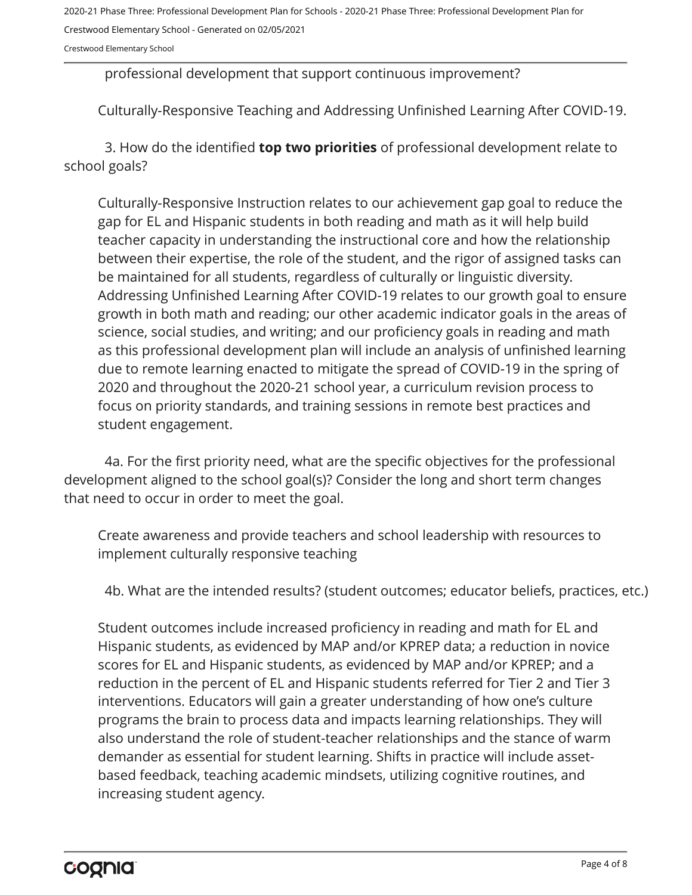professional development that support continuous improvement?

Culturally-Responsive Teaching and Addressing Unfinished Learning After COVID-19.

3. How do the identified **top two priorities** of professional development relate to school goals?

Culturally-Responsive Instruction relates to our achievement gap goal to reduce the gap for EL and Hispanic students in both reading and math as it will help build teacher capacity in understanding the instructional core and how the relationship between their expertise, the role of the student, and the rigor of assigned tasks can be maintained for all students, regardless of culturally or linguistic diversity. Addressing Unfinished Learning After COVID-19 relates to our growth goal to ensure growth in both math and reading; our other academic indicator goals in the areas of science, social studies, and writing; and our proficiency goals in reading and math as this professional development plan will include an analysis of unfinished learning due to remote learning enacted to mitigate the spread of COVID-19 in the spring of 2020 and throughout the 2020-21 school year, a curriculum revision process to focus on priority standards, and training sessions in remote best practices and student engagement.

4a. For the first priority need, what are the specific objectives for the professional development aligned to the school goal(s)? Consider the long and short term changes that need to occur in order to meet the goal.

Create awareness and provide teachers and school leadership with resources to implement culturally responsive teaching

4b. What are the intended results? (student outcomes; educator beliefs, practices, etc.)

Student outcomes include increased proficiency in reading and math for EL and Hispanic students, as evidenced by MAP and/or KPREP data; a reduction in novice scores for EL and Hispanic students, as evidenced by MAP and/or KPREP; and a reduction in the percent of EL and Hispanic students referred for Tier 2 and Tier 3 interventions. Educators will gain a greater understanding of how one's culture programs the brain to process data and impacts learning relationships. They will also understand the role of student-teacher relationships and the stance of warm demander as essential for student learning. Shifts in practice will include asset-based feedback, teaching academic mindsets, utilizing cognitive routines, and increasing student agency.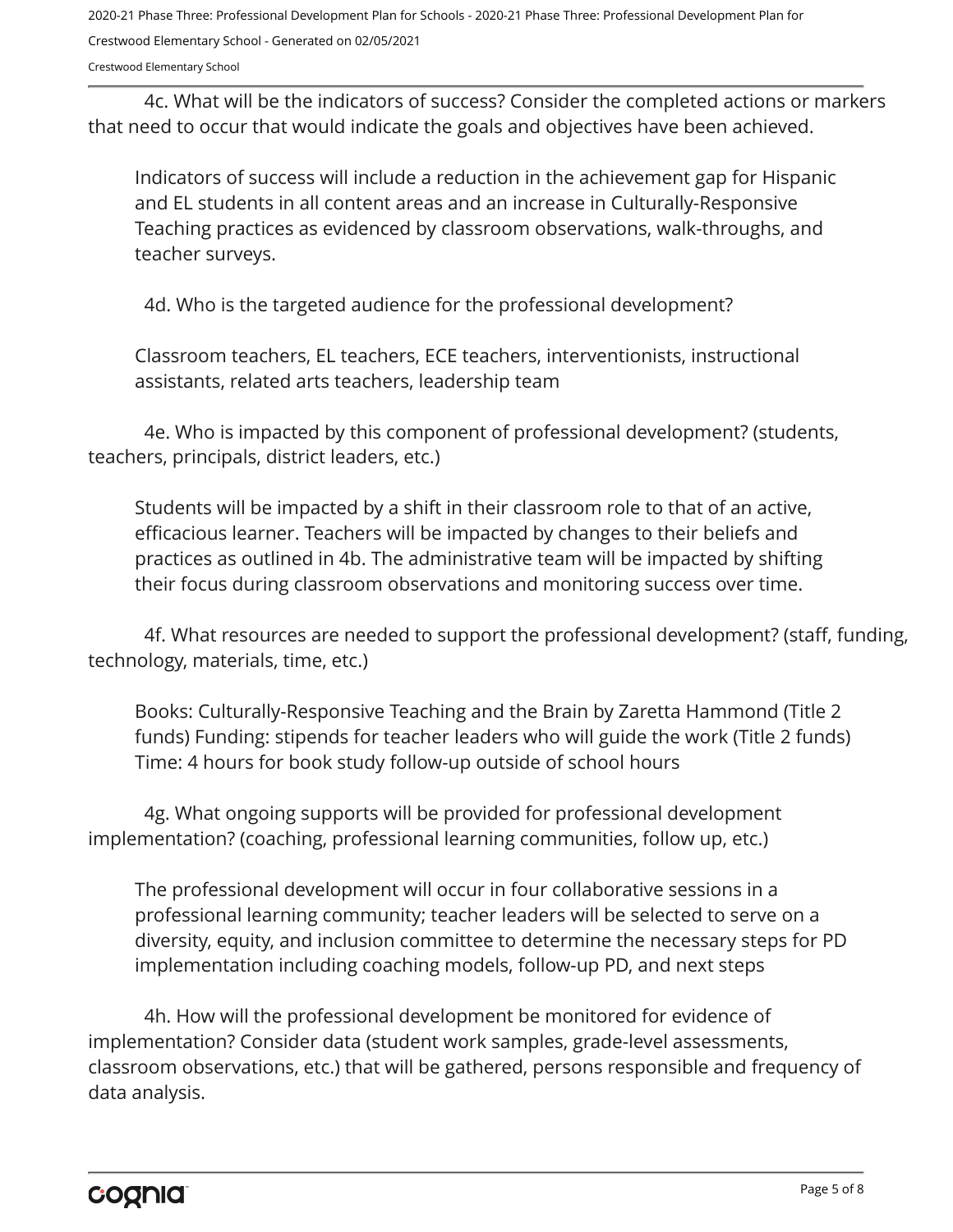4c. What will be the indicators of success? Consider the completed actions or markers that need to occur that would indicate the goals and objectives have been achieved.

Indicators of success will include a reduction in the achievement gap for Hispanic and EL students in all content areas and an increase in Culturally-Responsive Teaching practices as evidenced by classroom observations, walk-throughs, and teacher surveys.

4d. Who is the targeted audience for the professional development?

Classroom teachers, EL teachers, ECE teachers, interventionists, instructional assistants, related arts teachers, leadership team

4e. Who is impacted by this component of professional development? (students, teachers, principals, district leaders, etc.)

Students will be impacted by a shift in their classroom role to that of an active, efficacious learner. Teachers will be impacted by changes to their beliefs and practices as outlined in 4b. The administrative team will be impacted by shifting their focus during classroom observations and monitoring success over time.

4f. What resources are needed to support the professional development? (staff, funding, technology, materials, time, etc.)

Books: Culturally-Responsive Teaching and the Brain by Zaretta Hammond (Title 2 funds) Funding: stipends for teacher leaders who will guide the work (Title 2 funds) Time: 4 hours for book study follow-up outside of school hours

4g. What ongoing supports will be provided for professional development implementation? (coaching, professional learning communities, follow up, etc.)

The professional development will occur in four collaborative sessions in a professional learning community; teacher leaders will be selected to serve on a diversity, equity, and inclusion committee to determine the necessary steps for PD implementation including coaching models, follow-up PD, and next steps

4h. How will the professional development be monitored for evidence of implementation? Consider data (student work samples, grade-level assessments, classroom observations, etc.) that will be gathered, persons responsible and frequency of data analysis.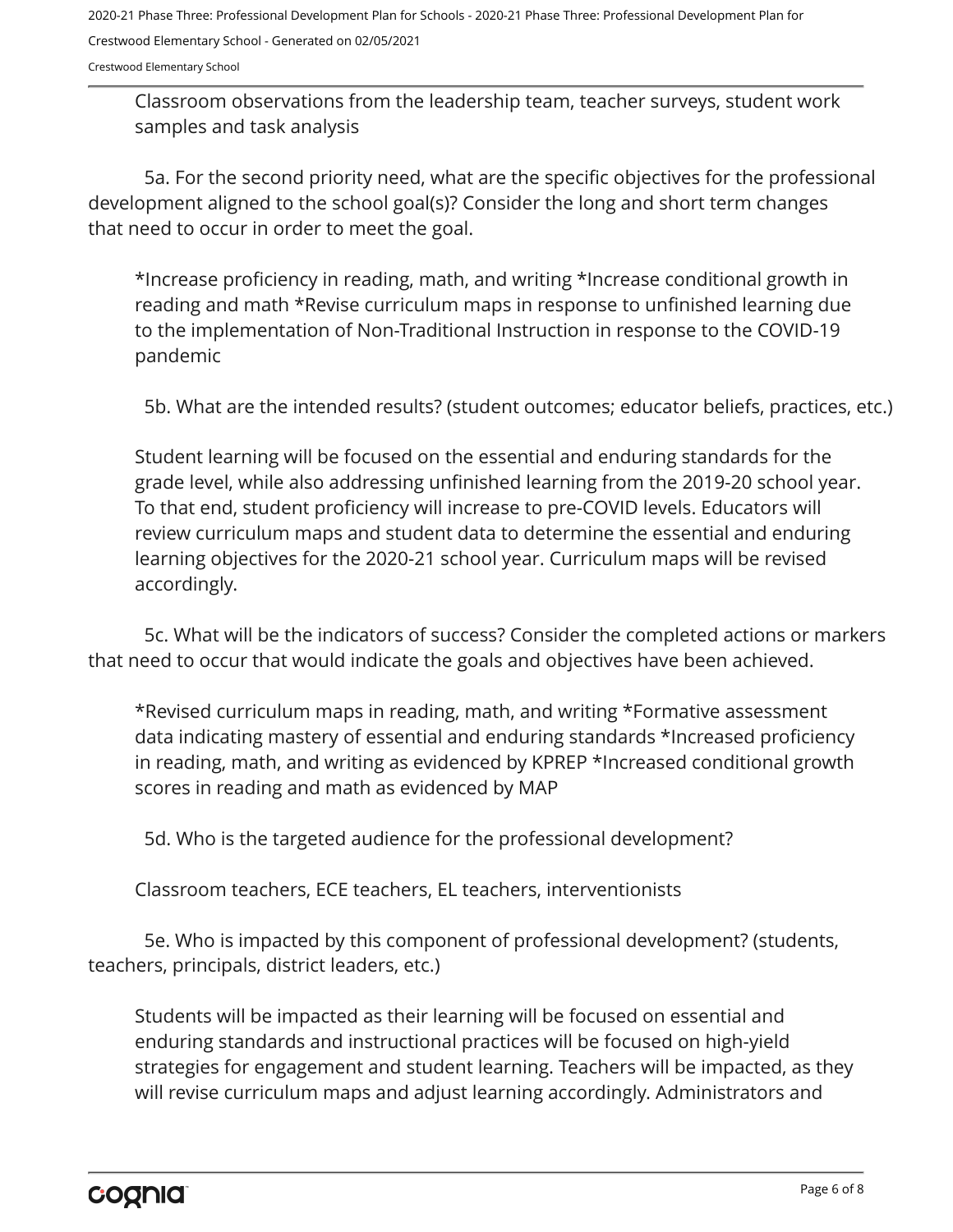Classroom observations from the leadership team, teacher surveys, student work samples and task analysis

5a. For the second priority need, what are the specific objectives for the professional development aligned to the school goal(s)? Consider the long and short term changes that need to occur in order to meet the goal.

*Increase proficiency in reading, math, and writing *Increase conditional growth in reading and math *Revise curriculum maps in response to unfinished learning due to the implementation of Non-Traditional Instruction in response to the COVID-19 pandemic

5b. What are the intended results? (student outcomes; educator beliefs, practices, etc.)

Student learning will be focused on the essential and enduring standards for the grade level, while also addressing unfinished learning from the 2019-20 school year. To that end, student proficiency will increase to pre-COVID levels. Educators will review curriculum maps and student data to determine the essential and enduring learning objectives for the 2020-21 school year. Curriculum maps will be revised accordingly.

5c. What will be the indicators of success? Consider the completed actions or markers that need to occur that would indicate the goals and objectives have been achieved.

*Revised curriculum maps in reading, math, and writing *Formative assessment data indicating mastery of essential and enduring standards *Increased proficiency in reading, math, and writing as evidenced by KPREP *Increased conditional growth scores in reading and math as evidenced by MAP

5d. Who is the targeted audience for the professional development?

Classroom teachers, ECE teachers, EL teachers, interventionists

5e. Who is impacted by this component of professional development? (students, teachers, principals, district leaders, etc.)

Students will be impacted as their learning will be focused on essential and enduring standards and instructional practices will be focused on high-yield strategies for engagement and student learning. Teachers will be impacted, as they will revise curriculum maps and adjust learning accordingly. Administrators and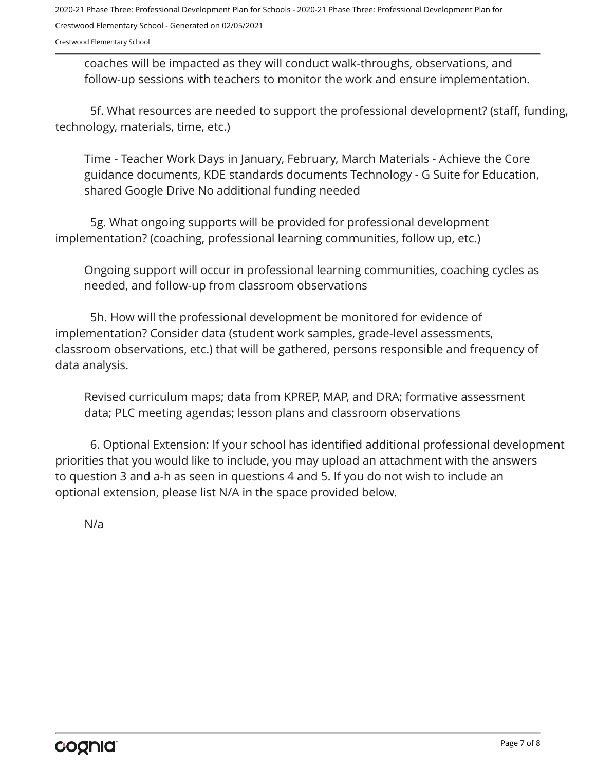coaches will be impacted as they will conduct walk-throughs, observations, and follow-up sessions with teachers to monitor the work and ensure implementation.

5f. What resources are needed to support the professional development? (staff, funding, technology, materials, time, etc.)

Time - Teacher Work Days in January, February, March Materials - Achieve the Core guidance documents, KDE standards documents Technology - G Suite for Education, shared Google Drive No additional funding needed

5g. What ongoing supports will be provided for professional development implementation? (coaching, professional learning communities, follow up, etc.)

Ongoing support will occur in professional learning communities, coaching cycles as needed, and follow-up from classroom observations

5h. How will the professional development be monitored for evidence of implementation? Consider data (student work samples, grade-level assessments, classroom observations, etc.) that will be gathered, persons responsible and frequency of data analysis.

Revised curriculum maps; data from KPREP, MAP, and DRA; formative assessment data; PLC meeting agendas; lesson plans and classroom observations

6. Optional Extension: If your school has identified additional professional development priorities that you would like to include, you may upload an attachment with the answers to question 3 and a-h as seen in questions 4 and 5. If you do not wish to include an optional extension, please list N/A in the space provided below.

N/a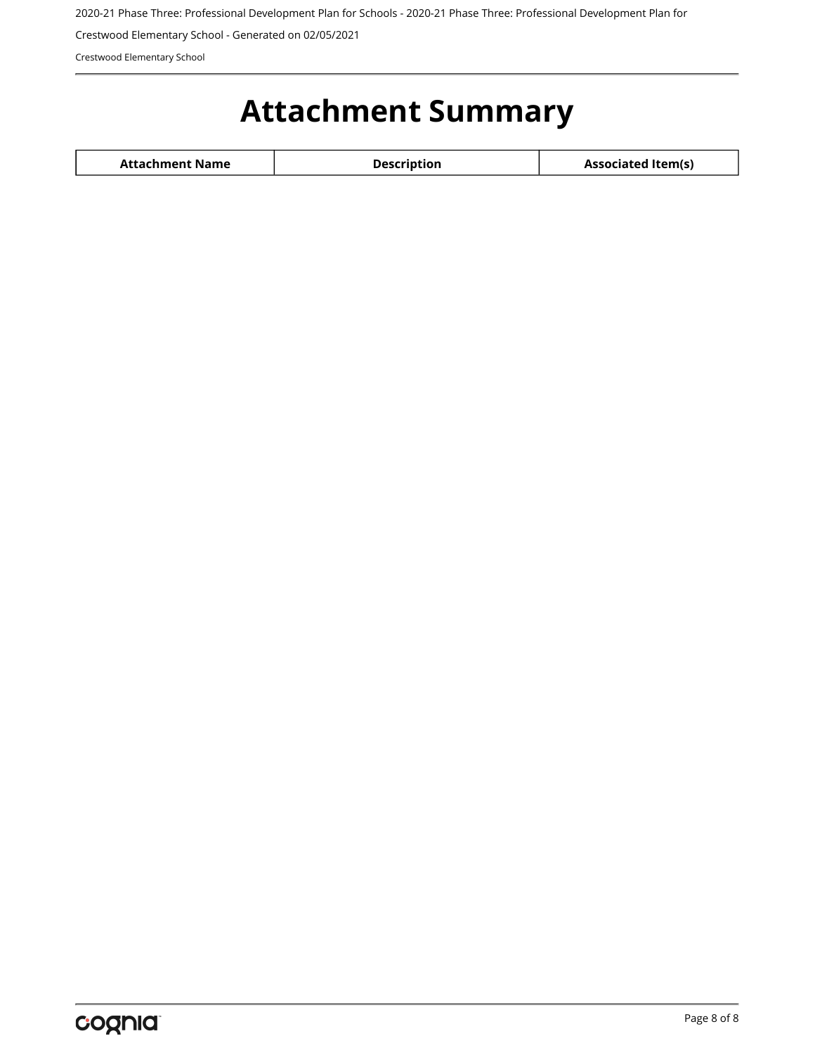# Attachment Summary

| Attachment Name | Description | Associated Item(s) |
| --- | --- | --- |